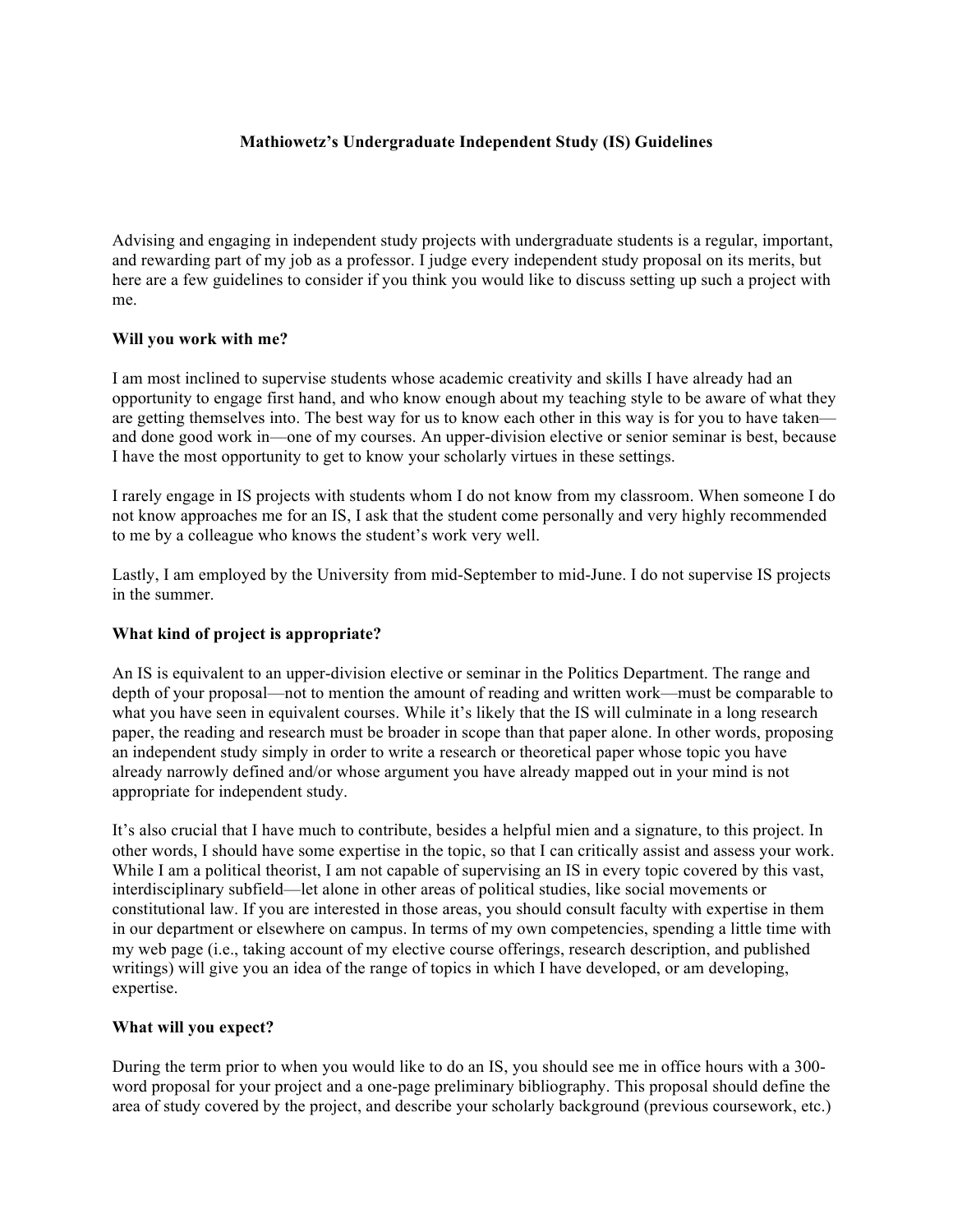# Mathiowetz's Undergraduate Independent Study (IS) Guidelines

Advising and engaging in independent study projects with undergraduate students is a regular, important, and rewarding part of my job as a professor. I judge every independent study proposal on its merits, but here are a few guidelines to consider if you think you would like to discuss setting up such a project with me.

## Will you work with me?

I am most inclined to supervise students whose academic creativity and skills I have already had an opportunity to engage first hand, and who know enough about my teaching style to be aware of what they are getting themselves into. The best way for us to know each other in this way is for you to have taken—and done good work in—one of my courses. An upper-division elective or senior seminar is best, because I have the most opportunity to get to know your scholarly virtues in these settings.

I rarely engage in IS projects with students whom I do not know from my classroom. When someone I do not know approaches me for an IS, I ask that the student come personally and very highly recommended to me by a colleague who knows the student's work very well.

Lastly, I am employed by the University from mid-September to mid-June. I do not supervise IS projects in the summer.

## What kind of project is appropriate?

An IS is equivalent to an upper-division elective or seminar in the Politics Department. The range and depth of your proposal—not to mention the amount of reading and written work—must be comparable to what you have seen in equivalent courses. While it's likely that the IS will culminate in a long research paper, the reading and research must be broader in scope than that paper alone. In other words, proposing an independent study simply in order to write a research or theoretical paper whose topic you have already narrowly defined and/or whose argument you have already mapped out in your mind is not appropriate for independent study.

It's also crucial that I have much to contribute, besides a helpful mien and a signature, to this project. In other words, I should have some expertise in the topic, so that I can critically assist and assess your work. While I am a political theorist, I am not capable of supervising an IS in every topic covered by this vast, interdisciplinary subfield—let alone in other areas of political studies, like social movements or constitutional law. If you are interested in those areas, you should consult faculty with expertise in them in our department or elsewhere on campus. In terms of my own competencies, spending a little time with my web page (i.e., taking account of my elective course offerings, research description, and published writings) will give you an idea of the range of topics in which I have developed, or am developing, expertise.

## What will you expect?

During the term prior to when you would like to do an IS, you should see me in office hours with a 300-word proposal for your project and a one-page preliminary bibliography. This proposal should define the area of study covered by the project, and describe your scholarly background (previous coursework, etc.)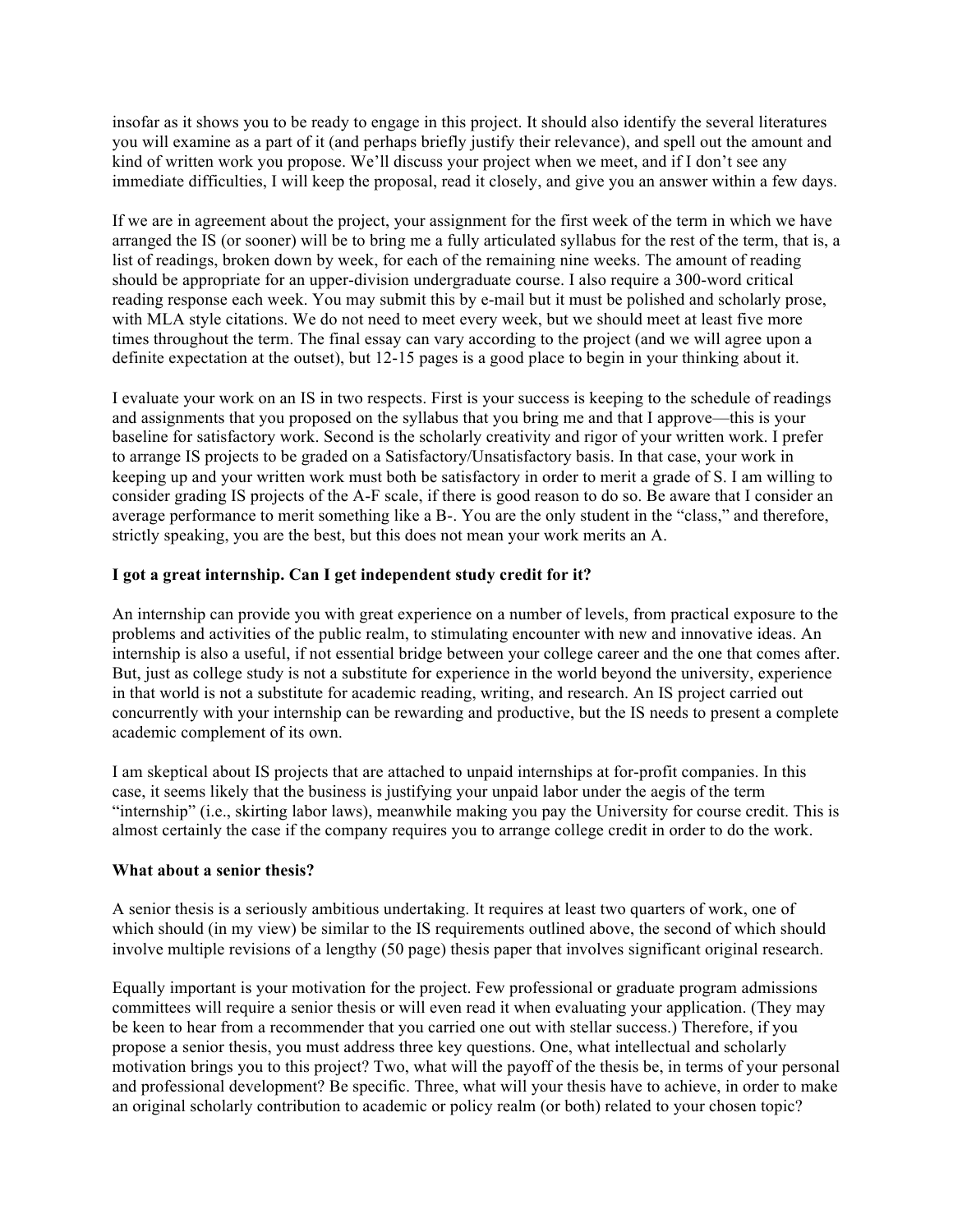insofar as it shows you to be ready to engage in this project. It should also identify the several literatures you will examine as a part of it (and perhaps briefly justify their relevance), and spell out the amount and kind of written work you propose. We'll discuss your project when we meet, and if I don't see any immediate difficulties, I will keep the proposal, read it closely, and give you an answer within a few days.

If we are in agreement about the project, your assignment for the first week of the term in which we have arranged the IS (or sooner) will be to bring me a fully articulated syllabus for the rest of the term, that is, a list of readings, broken down by week, for each of the remaining nine weeks. The amount of reading should be appropriate for an upper-division undergraduate course. I also require a 300-word critical reading response each week. You may submit this by e-mail but it must be polished and scholarly prose, with MLA style citations. We do not need to meet every week, but we should meet at least five more times throughout the term. The final essay can vary according to the project (and we will agree upon a definite expectation at the outset), but 12-15 pages is a good place to begin in your thinking about it.

I evaluate your work on an IS in two respects. First is your success is keeping to the schedule of readings and assignments that you proposed on the syllabus that you bring me and that I approve—this is your baseline for satisfactory work. Second is the scholarly creativity and rigor of your written work. I prefer to arrange IS projects to be graded on a Satisfactory/Unsatisfactory basis. In that case, your work in keeping up and your written work must both be satisfactory in order to merit a grade of S. I am willing to consider grading IS projects of the A-F scale, if there is good reason to do so. Be aware that I consider an average performance to merit something like a B-. You are the only student in the "class," and therefore, strictly speaking, you are the best, but this does not mean your work merits an A.

**I got a great internship. Can I get independent study credit for it?**

An internship can provide you with great experience on a number of levels, from practical exposure to the problems and activities of the public realm, to stimulating encounter with new and innovative ideas. An internship is also a useful, if not essential bridge between your college career and the one that comes after. But, just as college study is not a substitute for experience in the world beyond the university, experience in that world is not a substitute for academic reading, writing, and research. An IS project carried out concurrently with your internship can be rewarding and productive, but the IS needs to present a complete academic complement of its own.

I am skeptical about IS projects that are attached to unpaid internships at for-profit companies. In this case, it seems likely that the business is justifying your unpaid labor under the aegis of the term "internship" (i.e., skirting labor laws), meanwhile making you pay the University for course credit. This is almost certainly the case if the company requires you to arrange college credit in order to do the work.

**What about a senior thesis?**

A senior thesis is a seriously ambitious undertaking. It requires at least two quarters of work, one of which should (in my view) be similar to the IS requirements outlined above, the second of which should involve multiple revisions of a lengthy (50 page) thesis paper that involves significant original research.

Equally important is your motivation for the project. Few professional or graduate program admissions committees will require a senior thesis or will even read it when evaluating your application. (They may be keen to hear from a recommender that you carried one out with stellar success.) Therefore, if you propose a senior thesis, you must address three key questions. One, what intellectual and scholarly motivation brings you to this project? Two, what will the payoff of the thesis be, in terms of your personal and professional development? Be specific. Three, what will your thesis have to achieve, in order to make an original scholarly contribution to academic or policy realm (or both) related to your chosen topic?